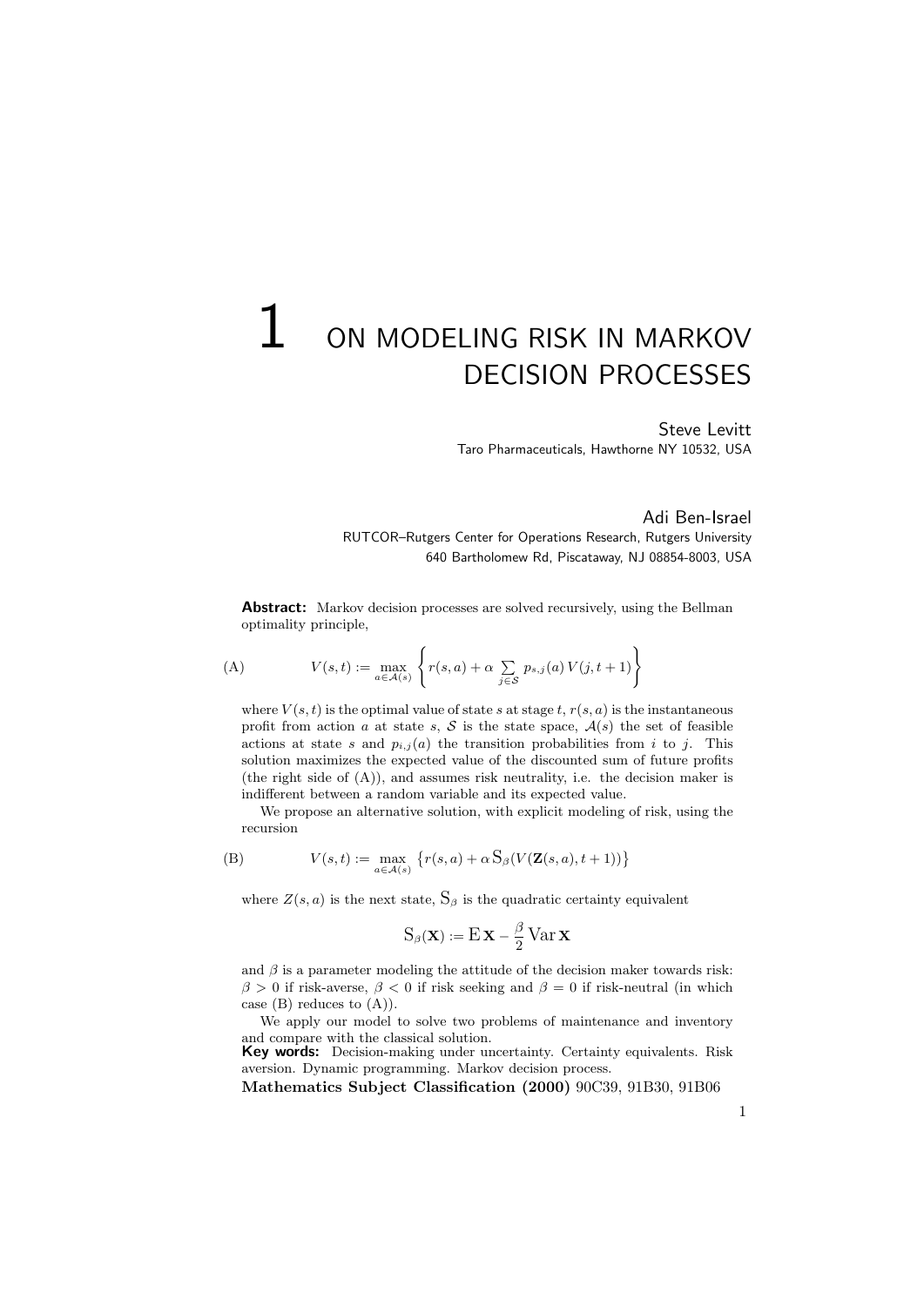# 1 ON MODELING RISK IN MARKOV DECISION PROCESSES

Steve Levitt
Taro Pharmaceuticals, Hawthorne NY 10532, USA

Adi Ben-Israel
RUTCOR–Rutgers Center for Operations Research, Rutgers University
640 Bartholomew Rd, Piscataway, NJ 08854-8003, USA

**Abstract:** Markov decision processes are solved recursively, using the Bellman optimality principle,

$$\text{(A)} \qquad V(s,t) := \max_{a \in \mathcal{A}(s)} \left\{ r(s,a) + \alpha \sum_{j \in \mathcal{S}} p_{s,j}(a)\, V(j,t+1) \right\}$$

where $V(s,t)$ is the optimal value of state $s$ at stage $t$, $r(s,a)$ is the instantaneous profit from action $a$ at state $s$, $\mathcal{S}$ is the state space, $\mathcal{A}(s)$ the set of feasible actions at state $s$ and $p_{i,j}(a)$ the transition probabilities from $i$ to $j$. This solution maximizes the expected value of the discounted sum of future profits (the right side of (A)), and assumes risk neutrality, i.e. the decision maker is indifferent between a random variable and its expected value.

We propose an alternative solution, with explicit modeling of risk, using the recursion

$$\text{(B)} \qquad V(s,t) := \max_{a \in \mathcal{A}(s)} \left\{ r(s,a) + \alpha\, \mathrm{S}_\beta(V(\mathbf{Z}(s,a), t+1)) \right\}$$

where $Z(s,a)$ is the next state, $\mathrm{S}_\beta$ is the quadratic certainty equivalent

$$\mathrm{S}_\beta(\mathbf{X}) := \mathrm{E}\,\mathbf{X} - \frac{\beta}{2} \operatorname{Var} \mathbf{X}$$

and $\beta$ is a parameter modeling the attitude of the decision maker towards risk: $\beta > 0$ if risk-averse, $\beta < 0$ if risk seeking and $\beta = 0$ if risk-neutral (in which case (B) reduces to (A)).

We apply our model to solve two problems of maintenance and inventory and compare with the classical solution.

**Key words:** Decision-making under uncertainty. Certainty equivalents. Risk aversion. Dynamic programming. Markov decision process.

**Mathematics Subject Classification (2000)** 90C39, 91B30, 91B06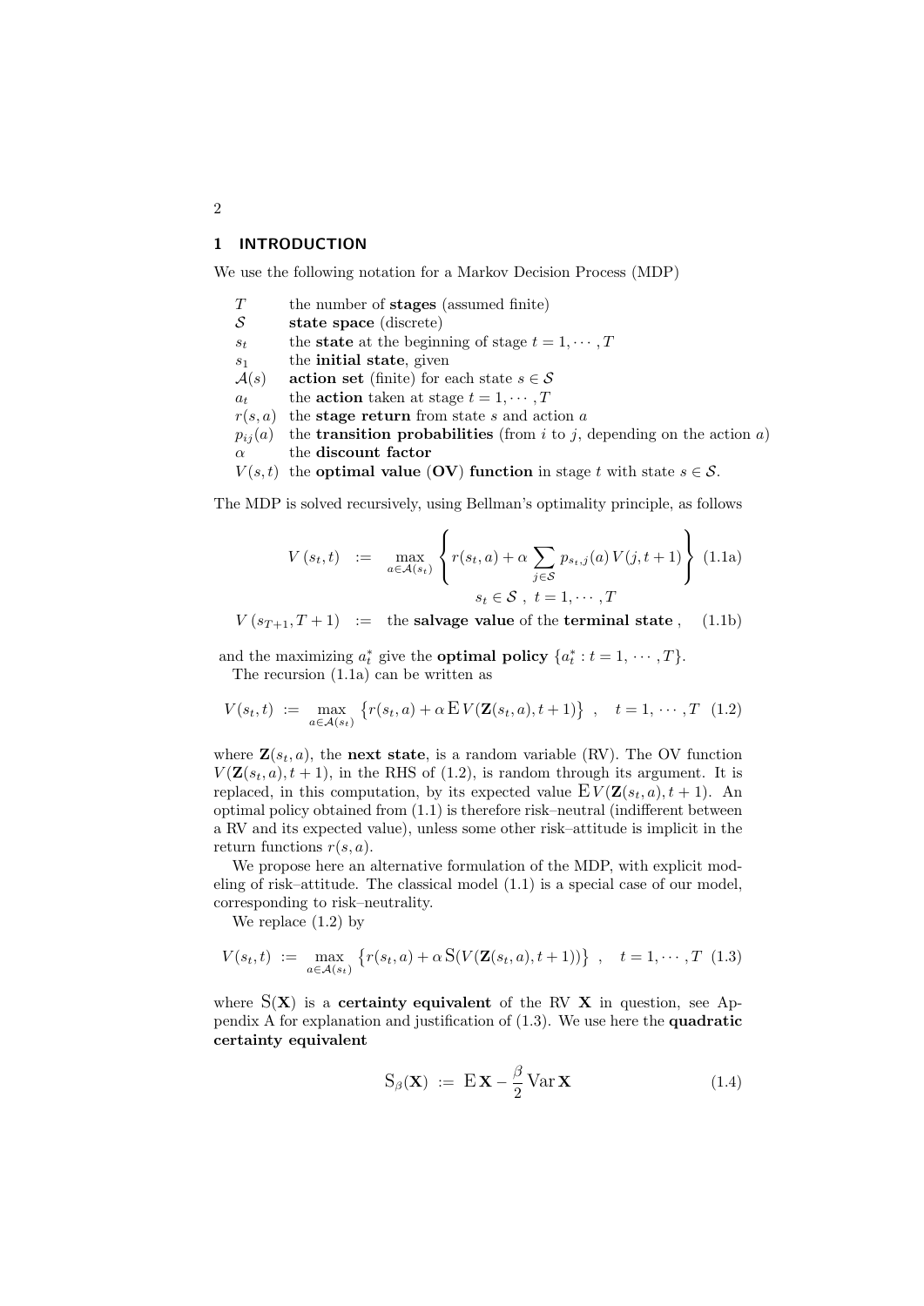## 1 INTRODUCTION

We use the following notation for a Markov Decision Process (MDP)

| | |
|---|---|
| $T$ | the number of **stages** (assumed finite) |
| $\mathcal{S}$ | **state space** (discrete) |
| $s_t$ | the **state** at the beginning of stage $t = 1, \cdots, T$ |
| $s_1$ | the **initial state**, given |
| $\mathcal{A}(s)$ | **action set** (finite) for each state $s \in \mathcal{S}$ |
| $a_t$ | the **action** taken at stage $t = 1, \cdots, T$ |
| $r(s,a)$ | the **stage return** from state $s$ and action $a$ |
| $p_{ij}(a)$ | the **transition probabilities** (from $i$ to $j$, depending on the action $a$) |
| $\alpha$ | the **discount factor** |
| $V(s,t)$ | the **optimal value (OV) function** in stage $t$ with state $s \in \mathcal{S}$. |

The MDP is solved recursively, using Bellman's optimality principle, as follows

$$V(s_t, t) \;:=\; \max_{a \in \mathcal{A}(s_t)} \left\{ r(s_t, a) + \alpha \sum_{j \in \mathcal{S}} p_{s_t,j}(a)\, V(j, t+1) \right\} \quad (1.1a)$$

$$s_t \in \mathcal{S}\ ,\ t = 1, \cdots, T$$

$$V(s_{T+1}, T+1) \;:=\; \text{the } \textbf{salvage value} \text{ of the } \textbf{terminal state}\ , \quad (1.1b)$$

and the maximizing $a_t^*$ give the **optimal policy** $\{a_t^* : t = 1, \cdots, T\}$.

The recursion (1.1a) can be written as

$$V(s_t, t) \;:=\; \max_{a \in \mathcal{A}(s_t)} \left\{ r(s_t, a) + \alpha\, \mathrm{E}\, V(\mathbf{Z}(s_t, a), t+1) \right\}\ , \quad t = 1, \cdots, T \quad (1.2)$$

where $\mathbf{Z}(s_t, a)$, the **next state**, is a random variable (RV). The OV function $V(\mathbf{Z}(s_t, a), t+1)$, in the RHS of (1.2), is random through its argument. It is replaced, in this computation, by its expected value $\mathrm{E}\, V(\mathbf{Z}(s_t, a), t+1)$. An optimal policy obtained from (1.1) is therefore risk–neutral (indifferent between a RV and its expected value), unless some other risk–attitude is implicit in the return functions $r(s,a)$.

We propose here an alternative formulation of the MDP, with explicit modeling of risk–attitude. The classical model (1.1) is a special case of our model, corresponding to risk–neutrality.

We replace (1.2) by

$$V(s_t, t) \;:=\; \max_{a \in \mathcal{A}(s_t)} \left\{ r(s_t, a) + \alpha\, \mathrm{S}(V(\mathbf{Z}(s_t, a), t+1)) \right\}\ , \quad t = 1, \cdots, T \quad (1.3)$$

where $\mathrm{S}(\mathbf{X})$ is a **certainty equivalent** of the RV $\mathbf{X}$ in question, see Appendix A for explanation and justification of (1.3). We use here the **quadratic certainty equivalent**

$$\mathrm{S}_\beta(\mathbf{X}) \;:=\; \mathrm{E}\,\mathbf{X} - \frac{\beta}{2} \mathrm{Var}\,\mathbf{X} \quad (1.4)$$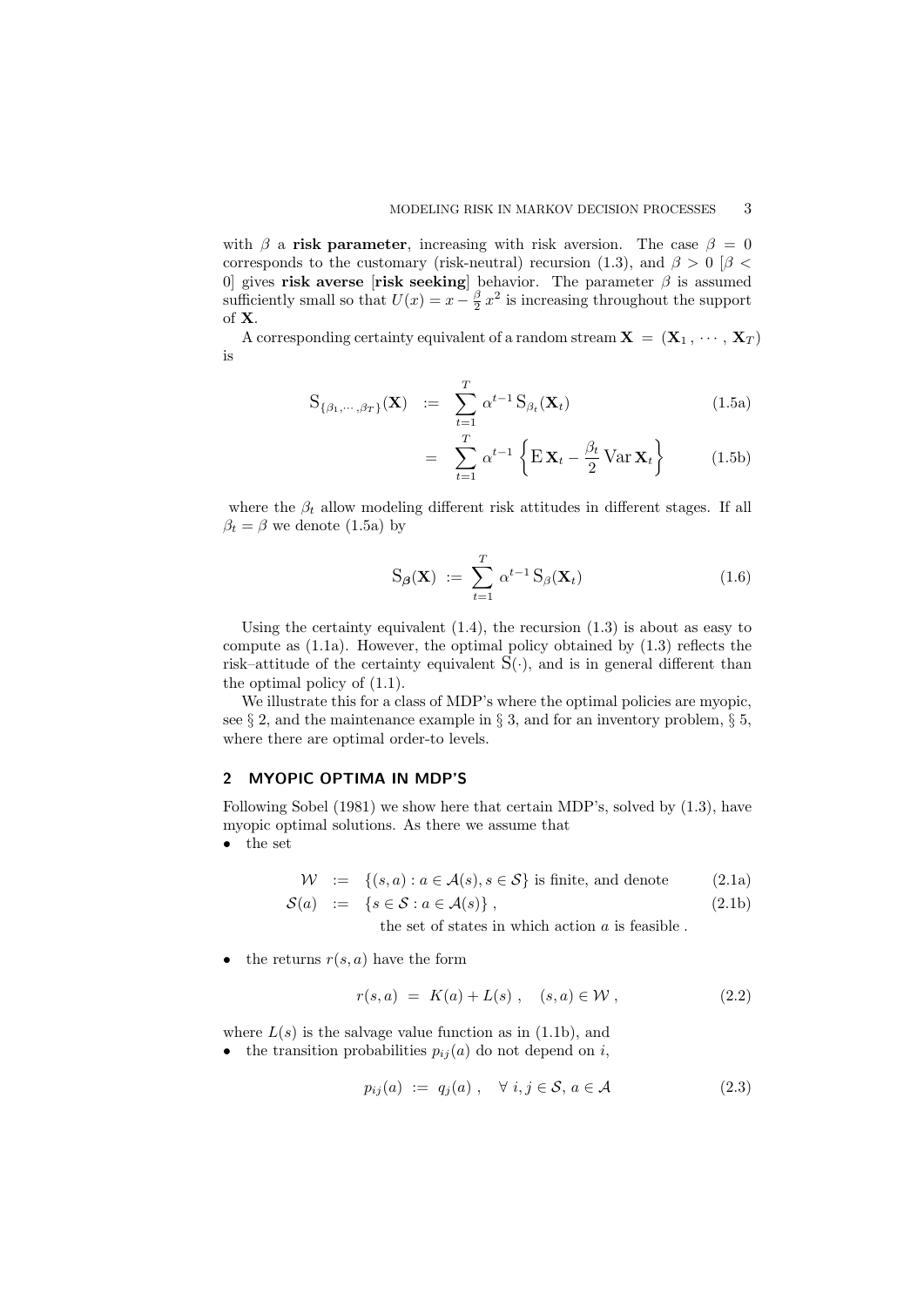with $\beta$ a **risk parameter**, increasing with risk aversion. The case $\beta = 0$ corresponds to the customary (risk-neutral) recursion (1.3), and $\beta > 0$ [$\beta < 0$] gives **risk averse** [**risk seeking**] behavior. The parameter $\beta$ is assumed sufficiently small so that $U(x) = x - \frac{\beta}{2}\, x^2$ is increasing throughout the support of $\mathbf{X}$.

A corresponding certainty equivalent of a random stream $\mathbf{X} = (\mathbf{X}_1, \cdots, \mathbf{X}_T)$ is

$$\mathrm{S}_{\{\beta_1,\cdots,\beta_T\}}(\mathbf{X}) := \sum_{t=1}^{T} \alpha^{t-1}\, \mathrm{S}_{\beta_t}(\mathbf{X}_t) \tag{1.5a}$$

$$= \sum_{t=1}^{T} \alpha^{t-1} \left\{ \mathrm{E}\,\mathbf{X}_t - \frac{\beta_t}{2}\,\mathrm{Var}\,\mathbf{X}_t \right\} \tag{1.5b}$$

where the $\beta_t$ allow modeling different risk attitudes in different stages. If all $\beta_t = \beta$ we denote (1.5a) by

$$\mathrm{S}_{\boldsymbol{\beta}}(\mathbf{X}) := \sum_{t=1}^{T} \alpha^{t-1}\, \mathrm{S}_{\beta}(\mathbf{X}_t) \tag{1.6}$$

Using the certainty equivalent (1.4), the recursion (1.3) is about as easy to compute as (1.1a). However, the optimal policy obtained by (1.3) reflects the risk–attitude of the certainty equivalent $\mathrm{S}(\cdot)$, and is in general different than the optimal policy of (1.1).

We illustrate this for a class of MDP's where the optimal policies are myopic, see § 2, and the maintenance example in § 3, and for an inventory problem, § 5, where there are optimal order-to levels.

## 2 MYOPIC OPTIMA IN MDP'S

Following Sobel (1981) we show here that certain MDP's, solved by (1.3), have myopic optimal solutions. As there we assume that

- the set

$$\mathcal{W} := \{(s,a) : a \in \mathcal{A}(s), s \in \mathcal{S}\} \text{ is finite, and denote} \tag{2.1a}$$

$$\mathcal{S}(a) := \{s \in \mathcal{S} : a \in \mathcal{A}(s)\}, \tag{2.1b}$$

the set of states in which action $a$ is feasible .

- the returns $r(s,a)$ have the form

$$r(s,a) = K(a) + L(s), \quad (s,a) \in \mathcal{W}, \tag{2.2}$$

where $L(s)$ is the salvage value function as in (1.1b), and

- the transition probabilities $p_{ij}(a)$ do not depend on $i$,

$$p_{ij}(a) := q_j(a), \quad \forall\ i,j \in \mathcal{S},\, a \in \mathcal{A} \tag{2.3}$$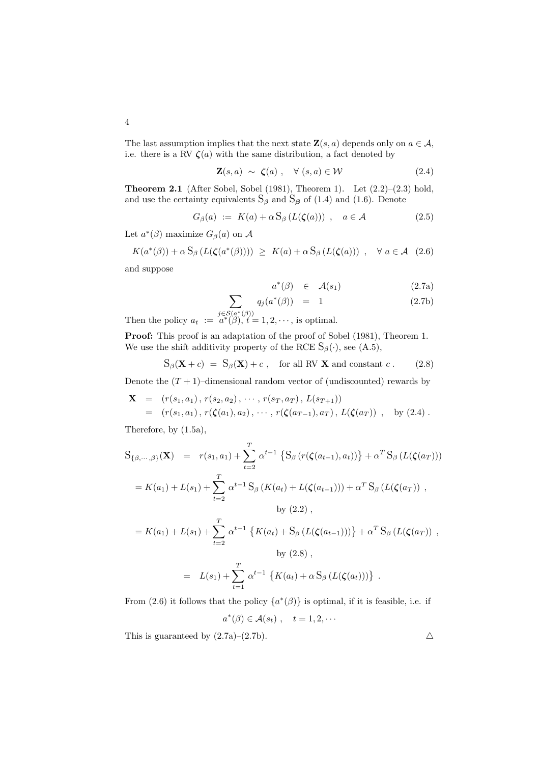The last assumption implies that the next state $\mathbf{Z}(s,a)$ depends only on $a \in \mathcal{A}$, i.e. there is a RV $\boldsymbol{\zeta}(a)$ with the same distribution, a fact denoted by

$$\mathbf{Z}(s,a) \ \sim \ \boldsymbol{\zeta}(a) \ , \quad \forall \ (s,a) \in \mathcal{W} \tag{2.4}$$

**Theorem 2.1** (After Sobel, Sobel (1981), Theorem 1). Let (2.2)–(2.3) hold, and use the certainty equivalents $\mathrm{S}_\beta$ and $\mathrm{S}_{\boldsymbol{\beta}}$ of (1.4) and (1.6). Denote

$$G_\beta(a) \ := \ K(a) + \alpha \, \mathrm{S}_\beta \left( L(\boldsymbol{\zeta}(a)) \right) \ , \quad a \in \mathcal{A} \tag{2.5}$$

Let $a^*(\beta)$ maximize $G_\beta(a)$ on $\mathcal{A}$

$$K(a^*(\beta)) + \alpha \, \mathrm{S}_\beta \left( L(\boldsymbol{\zeta}(a^*(\beta))) \right) \ \geq \ K(a) + \alpha \, \mathrm{S}_\beta \left( L(\boldsymbol{\zeta}(a)) \right) \ , \quad \forall \ a \in \mathcal{A} \tag{2.6}$$

and suppose

$$a^*(\beta) \ \in \ \mathcal{A}(s_1) \tag{2.7a}$$

$$\sum_{j \in \mathcal{S}(a^*(\beta))} q_j(a^*(\beta)) \ = \ 1 \tag{2.7b}$$

Then the policy $a_t \ := \ a^*(\beta)$, $t = 1, 2, \cdots$, is optimal.

**Proof:** This proof is an adaptation of the proof of Sobel (1981), Theorem 1. We use the shift additivity property of the RCE $\mathrm{S}_\beta(\cdot)$, see (A.5),

$$\mathrm{S}_\beta(\mathbf{X} + c) \ = \ \mathrm{S}_\beta(\mathbf{X}) + c \ , \quad \text{for all RV } \mathbf{X} \text{ and constant } c \ . \tag{2.8}$$

Denote the $(T+1)$–dimensional random vector of (undiscounted) rewards by

$$\begin{aligned}
\mathbf{X} \ &= \ \left( r(s_1, a_1) \, , \, r(s_2, a_2) \, , \, \cdots \, , \, r(s_T, a_T) \, , \, L(s_{T+1}) \right) \\
&= \ \left( r(s_1, a_1) \, , \, r(\boldsymbol{\zeta}(a_1), a_2) \, , \, \cdots \, , \, r(\boldsymbol{\zeta}(a_{T-1}), a_T) \, , \, L(\boldsymbol{\zeta}(a_T)) \right) \ , \quad \text{by (2.4)} \ .
\end{aligned}$$

Therefore, by (1.5a),

$$\begin{aligned}
\mathrm{S}_{\{\beta, \cdots, \beta\}}(\mathbf{X}) \ &= \ r(s_1, a_1) + \sum_{t=2}^{T} \alpha^{t-1} \left\{ \mathrm{S}_\beta \left( r(\boldsymbol{\zeta}(a_{t-1}), a_t) \right) \right\} + \alpha^T \, \mathrm{S}_\beta \left( L(\boldsymbol{\zeta}(a_T)) \right) \\
&= K(a_1) + L(s_1) + \sum_{t=2}^{T} \alpha^{t-1} \, \mathrm{S}_\beta \left( K(a_t) + L(\boldsymbol{\zeta}(a_{t-1})) \right) + \alpha^T \, \mathrm{S}_\beta \left( L(\boldsymbol{\zeta}(a_T)) \right) \ , \\
& \qquad \text{by (2.2)} \ , \\
&= K(a_1) + L(s_1) + \sum_{t=2}^{T} \alpha^{t-1} \left\{ K(a_t) + \mathrm{S}_\beta \left( L(\boldsymbol{\zeta}(a_{t-1})) \right) \right\} + \alpha^T \, \mathrm{S}_\beta \left( L(\boldsymbol{\zeta}(a_T)) \right) \ , \\
& \qquad \text{by (2.8)} \ , \\
&= \ L(s_1) + \sum_{t=1}^{T} \alpha^{t-1} \left\{ K(a_t) + \alpha \, \mathrm{S}_\beta \left( L(\boldsymbol{\zeta}(a_t)) \right) \right\} \ .
\end{aligned}$$

From (2.6) it follows that the policy $\{a^*(\beta)\}$ is optimal, if it is feasible, i.e. if

$$a^*(\beta) \in \mathcal{A}(s_t) \ , \quad t = 1, 2, \cdots$$

This is guaranteed by (2.7a)–(2.7b). $\triangle$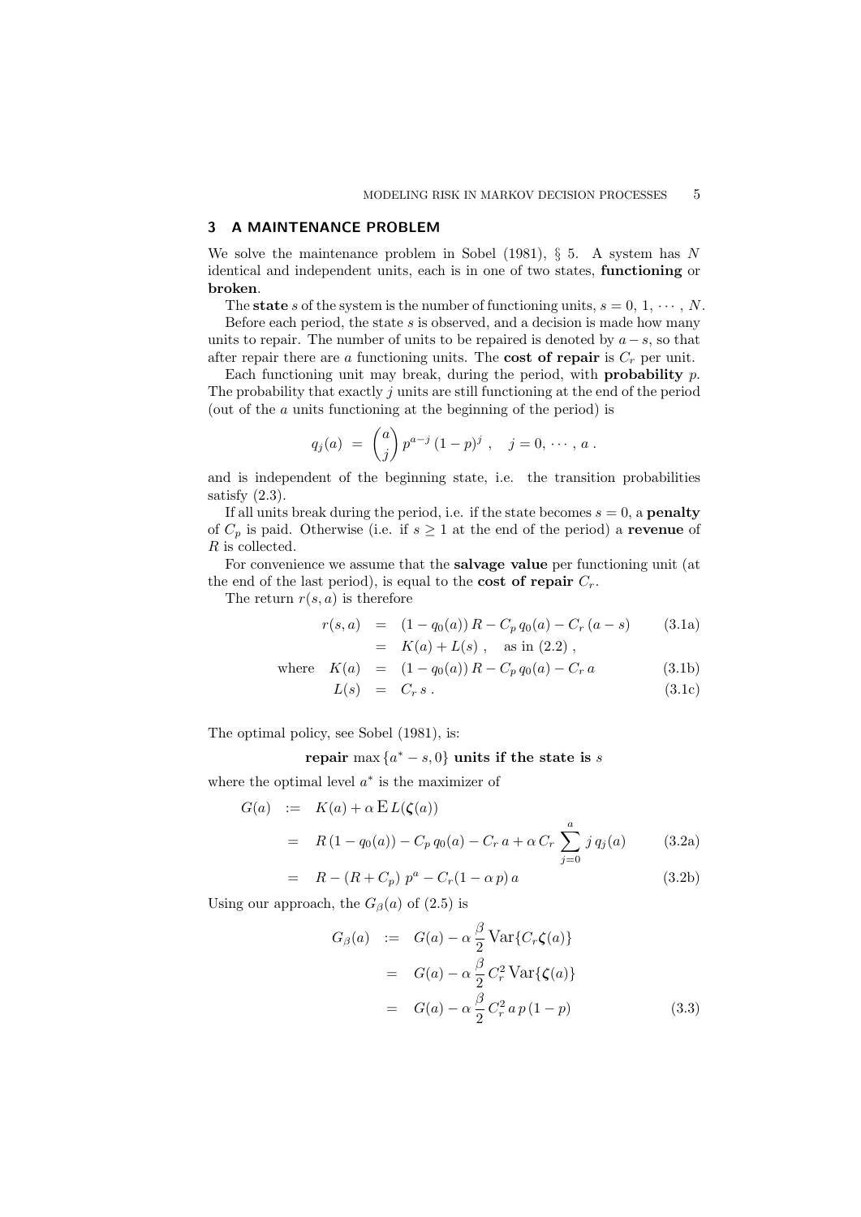## 3 A MAINTENANCE PROBLEM

We solve the maintenance problem in Sobel (1981), § 5. A system has $N$ identical and independent units, each is in one of two states, **functioning** or **broken**.

The **state** $s$ of the system is the number of functioning units, $s = 0, 1, \cdots, N$.

Before each period, the state $s$ is observed, and a decision is made how many units to repair. The number of units to be repaired is denoted by $a - s$, so that after repair there are $a$ functioning units. The **cost of repair** is $C_r$ per unit.

Each functioning unit may break, during the period, with **probability** $p$. The probability that exactly $j$ units are still functioning at the end of the period (out of the $a$ units functioning at the beginning of the period) is

$$q_j(a) = \binom{a}{j} p^{a-j} (1-p)^j , \quad j = 0, \cdots, a .$$

and is independent of the beginning state, i.e. the transition probabilities satisfy (2.3).

If all units break during the period, i.e. if the state becomes $s = 0$, a **penalty** of $C_p$ is paid. Otherwise (i.e. if $s \geq 1$ at the end of the period) a **revenue** of $R$ is collected.

For convenience we assume that the **salvage value** per functioning unit (at the end of the last period), is equal to the **cost of repair** $C_r$.

The return $r(s, a)$ is therefore

$$\begin{aligned}
r(s,a) &= (1 - q_0(a))\, R - C_p\, q_0(a) - C_r\, (a - s) && \text{(3.1a)} \\
&= K(a) + L(s) , \quad \text{as in (2.2)} , \\
\text{where} \quad K(a) &= (1 - q_0(a))\, R - C_p\, q_0(a) - C_r\, a && \text{(3.1b)} \\
L(s) &= C_r\, s . && \text{(3.1c)}
\end{aligned}$$

The optimal policy, see Sobel (1981), is:

**repair** $\max\{a^* - s, 0\}$ **units if the state is** $s$

where the optimal level $a^*$ is the maximizer of

$$\begin{aligned}
G(a) &:= K(a) + \alpha\, \mathrm{E}\, L(\boldsymbol{\zeta}(a)) \\
&= R\,(1 - q_0(a)) - C_p\, q_0(a) - C_r\, a + \alpha\, C_r \sum_{j=0}^{a} j\, q_j(a) && \text{(3.2a)} \\
&= R - (R + C_p)\; p^a - C_r (1 - \alpha\, p)\, a && \text{(3.2b)}
\end{aligned}$$

Using our approach, the $G_\beta(a)$ of (2.5) is

$$\begin{aligned}
G_\beta(a) &:= G(a) - \alpha\, \frac{\beta}{2}\, \mathrm{Var}\{C_r \boldsymbol{\zeta}(a)\} \\
&= G(a) - \alpha\, \frac{\beta}{2}\, C_r^2\, \mathrm{Var}\{\boldsymbol{\zeta}(a)\} \\
&= G(a) - \alpha\, \frac{\beta}{2}\, C_r^2\, a\, p\, (1 - p) && \text{(3.3)}
\end{aligned}$$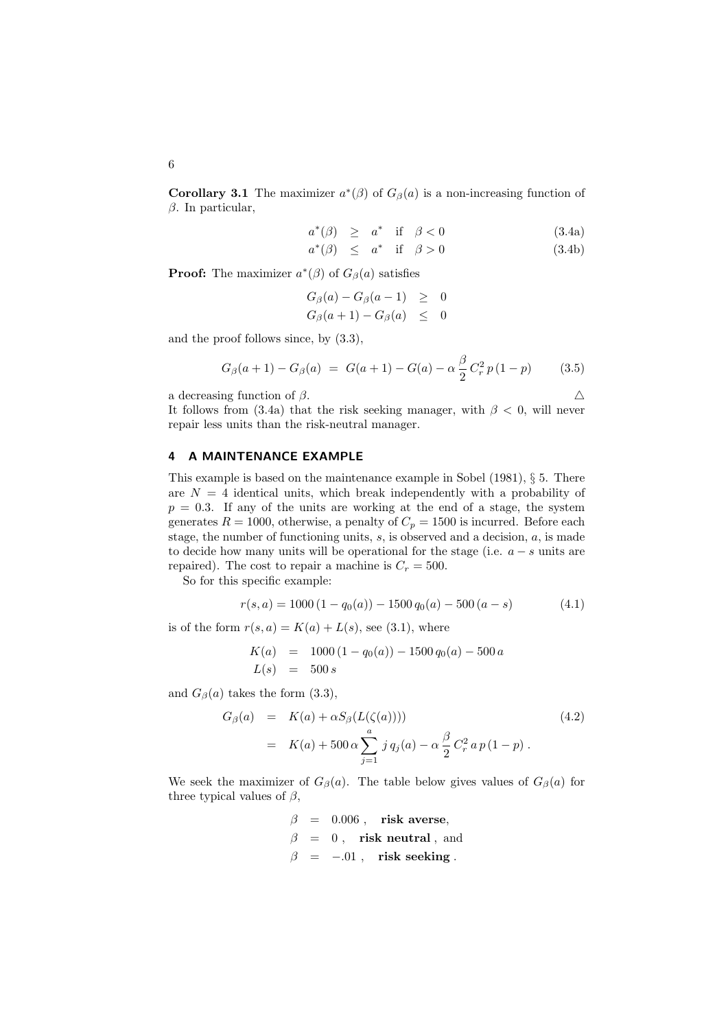**Corollary 3.1** The maximizer $a^*(\beta)$ of $G_\beta(a)$ is a non-increasing function of $\beta$. In particular,

$$
\begin{aligned}
a^*(\beta) &\geq a^* \quad \text{if} \quad \beta < 0 \qquad (3.4a)\\
a^*(\beta) &\leq a^* \quad \text{if} \quad \beta > 0 \qquad (3.4b)
\end{aligned}
$$

**Proof:** The maximizer $a^*(\beta)$ of $G_\beta(a)$ satisfies

$$
\begin{aligned}
G_\beta(a) - G_\beta(a-1) &\geq 0\\
G_\beta(a+1) - G_\beta(a) &\leq 0
\end{aligned}
$$

and the proof follows since, by (3.3),

$$
G_\beta(a+1) - G_\beta(a) \;=\; G(a+1) - G(a) - \alpha\,\frac{\beta}{2}\,C_r^2\,p\,(1-p) \qquad (3.5)
$$

a decreasing function of $\beta$. △

It follows from (3.4a) that the risk seeking manager, with $\beta < 0$, will never repair less units than the risk-neutral manager.

## 4 A MAINTENANCE EXAMPLE

This example is based on the maintenance example in Sobel (1981), § 5. There are $N = 4$ identical units, which break independently with a probability of $p = 0.3$. If any of the units are working at the end of a stage, the system generates $R = 1000$, otherwise, a penalty of $C_p = 1500$ is incurred. Before each stage, the number of functioning units, $s$, is observed and a decision, $a$, is made to decide how many units will be operational for the stage (i.e. $a - s$ units are repaired). The cost to repair a machine is $C_r = 500$.

So for this specific example:

$$
r(s,a) = 1000\,(1 - q_0(a)) - 1500\,q_0(a) - 500\,(a - s) \qquad (4.1)
$$

is of the form $r(s,a) = K(a) + L(s)$, see (3.1), where

$$
\begin{aligned}
K(a) &= 1000\,(1 - q_0(a)) - 1500\,q_0(a) - 500\,a\\
L(s) &= 500\,s
\end{aligned}
$$

and $G_\beta(a)$ takes the form (3.3),

$$
\begin{aligned}
G_\beta(a) &= K(a) + \alpha S_\beta(L(\zeta(a)))) \qquad (4.2)\\
&= K(a) + 500\,\alpha \sum_{j=1}^{a} j\,q_j(a) - \alpha\,\frac{\beta}{2}\,C_r^2\,a\,p\,(1-p)\,.
\end{aligned}
$$

We seek the maximizer of $G_\beta(a)$. The table below gives values of $G_\beta(a)$ for three typical values of $\beta$,

$$
\begin{aligned}
\beta &= 0.006\,, \quad \textbf{risk averse},\\
\beta &= 0\,, \quad \textbf{risk neutral}\,, \text{ and}\\
\beta &= -.01\,, \quad \textbf{risk seeking}\,.
\end{aligned}
$$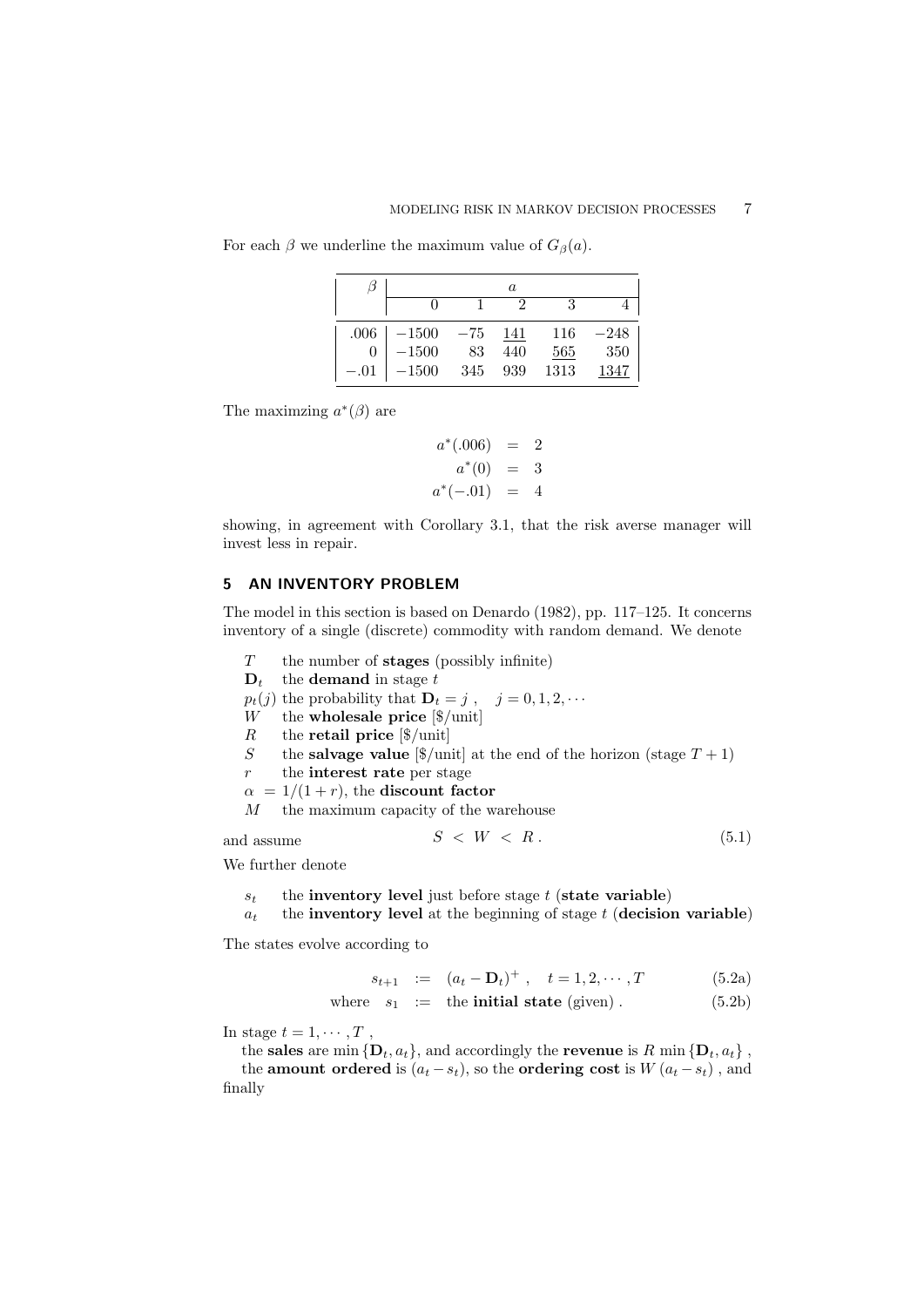For each $\beta$ we underline the maximum value of $G_\beta(a)$.

| $\beta$ | $a$ | | | | |
|---|---|---|---|---|---|
| | 0 | 1 | 2 | 3 | 4 |
| .006 | $-1500$ | $-75$ | <u>141</u> | 116 | $-248$ |
| 0 | $-1500$ | 83 | 440 | <u>565</u> | 350 |
| $-.01$ | $-1500$ | 345 | 939 | 1313 | <u>1347</u> |

The maximzing $a^*(\beta)$ are

$$
\begin{aligned}
a^*(.006) &= 2 \\
a^*(0) &= 3 \\
a^*(-.01) &= 4
\end{aligned}
$$

showing, in agreement with Corollary 3.1, that the risk averse manager will invest less in repair.

## 5 AN INVENTORY PROBLEM

The model in this section is based on Denardo (1982), pp. 117–125. It concerns inventory of a single (discrete) commodity with random demand. We denote

- $T$ the number of **stages** (possibly infinite)
- $\mathbf{D}_t$ the **demand** in stage $t$
- $p_t(j)$ the probability that $\mathbf{D}_t = j$ , $\quad j = 0, 1, 2, \cdots$
- $W$ the **wholesale price** [\$/unit]
- $R$ the **retail price** [\$/unit]
- $S$ the **salvage value** [\$/unit] at the end of the horizon (stage $T + 1$)
- $r$ the **interest rate** per stage
- $\alpha = 1/(1 + r)$, the **discount factor**
- $M$ the maximum capacity of the warehouse

and assume

$$
S < W < R . \tag{5.1}
$$

We further denote

- $s_t$ the **inventory level** just before stage $t$ (**state variable**)
- $a_t$ the **inventory level** at the beginning of stage $t$ (**decision variable**)

The states evolve according to

$$
s_{t+1} := (a_t - \mathbf{D}_t)^+ , \quad t = 1, 2, \cdots , T \tag{5.2a}
$$

$$
\text{where} \quad s_1 := \text{the } \textbf{initial state} \text{ (given)} . \tag{5.2b}
$$

In stage $t = 1, \cdots , T$ ,

the **sales** are $\min \{\mathbf{D}_t, a_t\}$, and accordingly the **revenue** is $R \min \{\mathbf{D}_t, a_t\}$ ,

the **amount ordered** is $(a_t - s_t)$, so the **ordering cost** is $W (a_t - s_t)$ , and finally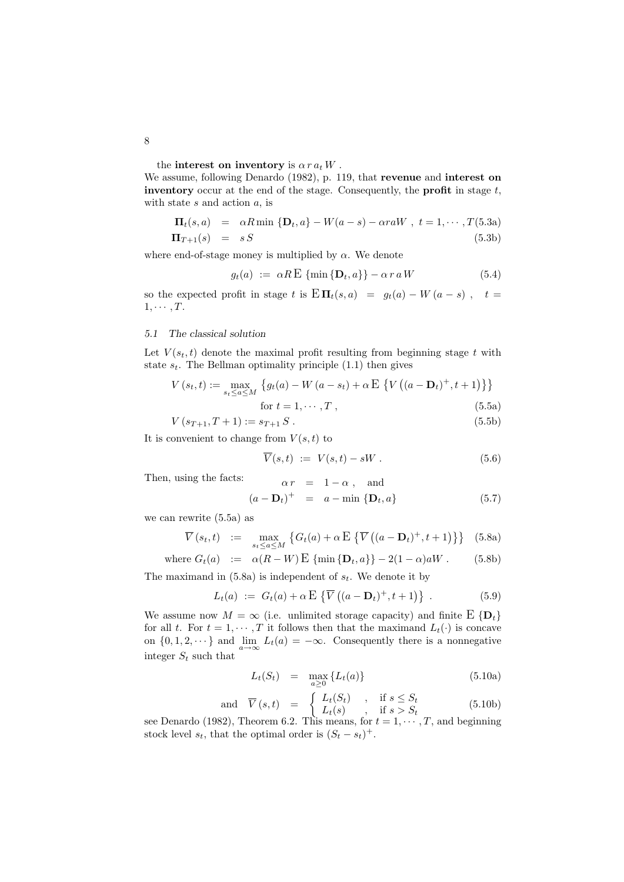the **interest on inventory** is $\alpha\, r\, a_t\, W$ .

We assume, following Denardo (1982), p. 119, that **revenue** and **interest on inventory** occur at the end of the stage. Consequently, the **profit** in stage $t$, with state $s$ and action $a$, is

$$\mathbf{\Pi}_t(s,a) \;=\; \alpha R \min\{\mathbf{D}_t, a\} - W(a-s) - \alpha r a W \;,\; t = 1,\cdots,T \qquad (5.3a)$$

$$\mathbf{\Pi}_{T+1}(s) \;=\; s\, S \qquad (5.3b)$$

where end-of-stage money is multiplied by $\alpha$. We denote

$$g_t(a) \;:=\; \alpha R\, \mathrm{E}\,\{\min\{\mathbf{D}_t, a\}\} - \alpha\, r\, a\, W \qquad (5.4)$$

so the expected profit in stage $t$ is $\mathrm{E}\,\mathbf{\Pi}_t(s,a) \;=\; g_t(a) - W\,(a-s)$ , $\quad t = 1,\cdots,T$.

### 5.1 The classical solution

Let $V(s_t,t)$ denote the maximal profit resulting from beginning stage $t$ with state $s_t$. The Bellman optimality principle (1.1) then gives

$$V\,(s_t,t) := \max_{s_t \le a \le M} \left\{ g_t(a) - W\,(a - s_t) + \alpha\, \mathrm{E}\,\left\{ V\left((a-\mathbf{D}_t)^+, t+1\right)\right\}\right\}$$
$$\text{for } t = 1,\cdots,T\,, \qquad (5.5a)$$

$$V\,(s_{T+1}, T+1) := s_{T+1}\, S\,. \qquad (5.5b)$$

It is convenient to change from $V(s,t)$ to

$$\overline{V}(s,t) \;:=\; V(s,t) - sW\;. \qquad (5.6)$$

Then, using the facts:

$$\alpha\, r \;=\; 1-\alpha\;, \quad \text{and}$$
$$(a-\mathbf{D}_t)^+ \;=\; a - \min\{\mathbf{D}_t, a\} \qquad (5.7)$$

we can rewrite (5.5a) as

$$\overline{V}\,(s_t,t) \;:=\; \max_{s_t \le a \le M} \left\{ G_t(a) + \alpha\, \mathrm{E}\,\left\{ \overline{V}\left((a-\mathbf{D}_t)^+, t+1\right)\right\}\right\} \quad (5.8a)$$

$$\text{where } G_t(a) \;:=\; \alpha(R-W)\, \mathrm{E}\,\{\min\{\mathbf{D}_t, a\}\} - 2(1-\alpha)aW\;. \qquad (5.8b)$$

The maximand in (5.8a) is independent of $s_t$. We denote it by

$$L_t(a) \;:=\; G_t(a) + \alpha\, \mathrm{E}\,\left\{ \overline{V}\left((a-\mathbf{D}_t)^+, t+1\right)\right\}\;. \qquad (5.9)$$

We assume now $M = \infty$ (i.e. unlimited storage capacity) and finite $\mathrm{E}\,\{\mathbf{D}_t\}$ for all $t$. For $t = 1,\cdots,T$ it follows then that the maximand $L_t(\cdot)$ is concave on $\{0,1,2,\cdots\}$ and $\lim\limits_{a\to\infty} L_t(a) = -\infty$. Consequently there is a nonnegative integer $S_t$ such that

$$L_t(S_t) \;=\; \max_{a \ge 0}\{L_t(a)\} \qquad (5.10a)$$

$$\text{and} \quad \overline{V}\,(s,t) \;=\; \begin{cases} L_t(S_t) & , \quad \text{if } s \le S_t \\ L_t(s) & , \quad \text{if } s > S_t \end{cases} \qquad (5.10b)$$

see Denardo (1982), Theorem 6.2. This means, for $t = 1,\cdots,T$, and beginning stock level $s_t$, that the optimal order is $(S_t - s_t)^+$.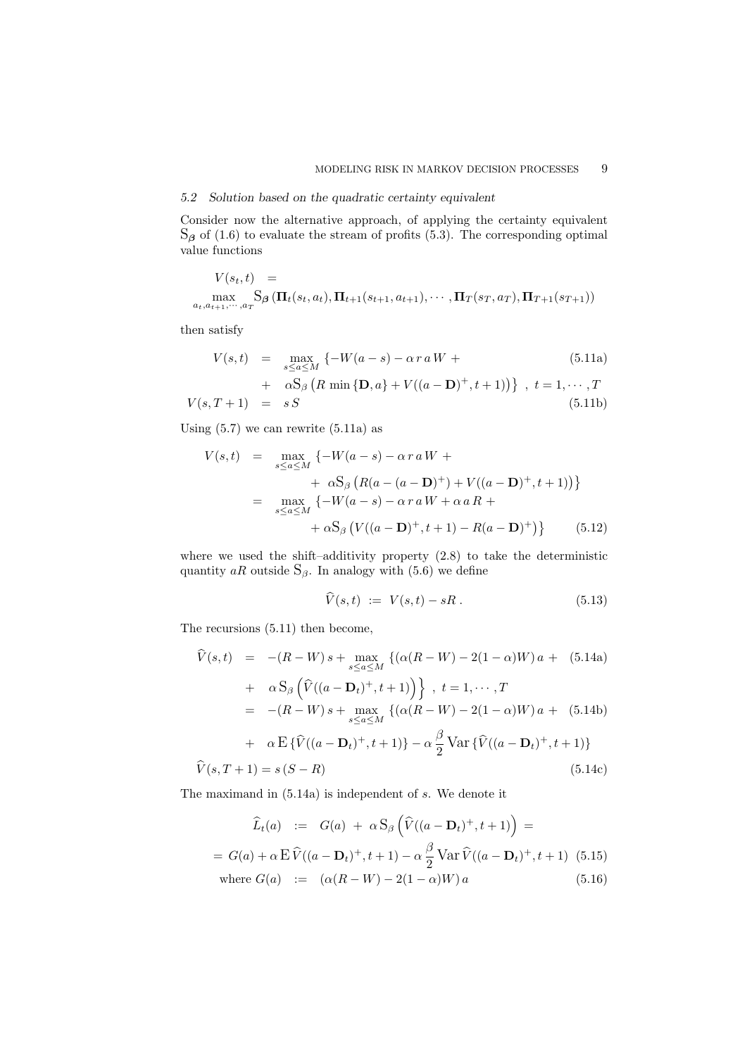### 5.2 *Solution based on the quadratic certainty equivalent*

Consider now the alternative approach, of applying the certainty equivalent $\mathrm{S}_{\boldsymbol{\beta}}$ of (1.6) to evaluate the stream of profits (5.3). The corresponding optimal value functions

$$
\begin{aligned}
V(s_t, t) \;\; &= \\
\max_{a_t, a_{t+1}, \cdots, a_T} & \mathrm{S}_{\boldsymbol{\beta}} \left( \mathbf{\Pi}_t(s_t, a_t), \mathbf{\Pi}_{t+1}(s_{t+1}, a_{t+1}), \cdots, \mathbf{\Pi}_T(s_T, a_T), \mathbf{\Pi}_{T+1}(s_{T+1}) \right)
\end{aligned}
$$

then satisfy

$$
\begin{aligned}
V(s,t) \;&=\; \max_{s \le a \le M} \{ -W(a-s) - \alpha\, r\, a\, W + \qquad\qquad\qquad\qquad\qquad\qquad (5.11\text{a}) \\
&\quad +\;\; \alpha \mathrm{S}_{\beta} \left( R \, \min \{ \mathbf{D}, a \} + V((a - \mathbf{D})^+, t+1) \right) \} \;\; , \;\; t = 1, \cdots, T \\
V(s, T+1) \;&=\; s\, S \qquad\qquad\qquad\qquad\qquad\qquad\qquad\qquad\qquad\qquad\qquad\qquad (5.11\text{b})
\end{aligned}
$$

Using (5.7) we can rewrite (5.11a) as

$$
\begin{aligned}
V(s,t) \;&=\; \max_{s \le a \le M} \{ -W(a-s) - \alpha\, r\, a\, W + \\
&\qquad +\; \alpha \mathrm{S}_{\beta} \left( R(a - (a - \mathbf{D})^+) + V((a - \mathbf{D})^+, t+1) \right) \} \\
&=\; \max_{s \le a \le M} \{ -W(a-s) - \alpha\, r\, a\, W + \alpha\, a\, R + \\
&\qquad +\; \alpha \mathrm{S}_{\beta} \left( V((a - \mathbf{D})^+, t+1) - R(a - \mathbf{D})^+ \right) \} \qquad\qquad (5.12)
\end{aligned}
$$

where we used the shift–additivity property (2.8) to take the deterministic quantity $aR$ outside $\mathrm{S}_{\beta}$. In analogy with (5.6) we define

$$
\widehat{V}(s,t) \;:=\; V(s,t) - sR \; . \qquad\qquad (5.13)
$$

The recursions (5.11) then become,

$$
\begin{aligned}
\widehat{V}(s,t) \;&=\; -(R-W)\, s + \max_{s \le a \le M} \{ (\alpha(R-W) - 2(1-\alpha)W)\, a \; + \quad (5.14\text{a}) \\
&\quad +\;\; \alpha\, \mathrm{S}_{\beta} \left( \widehat{V}((a - \mathbf{D}_t)^+, t+1) \right) \} \;\; , \;\; t = 1, \cdots, T \\
&=\; -(R-W)\, s + \max_{s \le a \le M} \{ (\alpha(R-W) - 2(1-\alpha)W)\, a \; + \quad (5.14\text{b}) \\
&\quad +\;\; \alpha\, \mathrm{E} \{ \widehat{V}((a - \mathbf{D}_t)^+, t+1) \} - \alpha \frac{\beta}{2} \mathrm{Var} \{ \widehat{V}((a - \mathbf{D}_t)^+, t+1) \} \\
\widehat{V}(s, T+1) &= s\,(S - R) \qquad\qquad\qquad\qquad\qquad\qquad\qquad\qquad\qquad (5.14\text{c})
\end{aligned}
$$

The maximand in (5.14a) is independent of $s$. We denote it

$$
\begin{aligned}
\widehat{L}_t(a) \;\; &:= \;\; G(a) \; + \; \alpha\, \mathrm{S}_{\beta} \left( \widehat{V}((a - \mathbf{D}_t)^+, t+1) \right) \; = \\
= \; G(a) &+ \alpha\, \mathrm{E}\, \widehat{V}((a - \mathbf{D}_t)^+, t+1) - \alpha \frac{\beta}{2} \mathrm{Var}\, \widehat{V}((a - \mathbf{D}_t)^+, t+1) \quad (5.15) \\
\text{where } G(a) \;\; &:= \;\; (\alpha(R-W) - 2(1-\alpha)W)\, a \qquad\qquad\qquad\qquad (5.16)
\end{aligned}
$$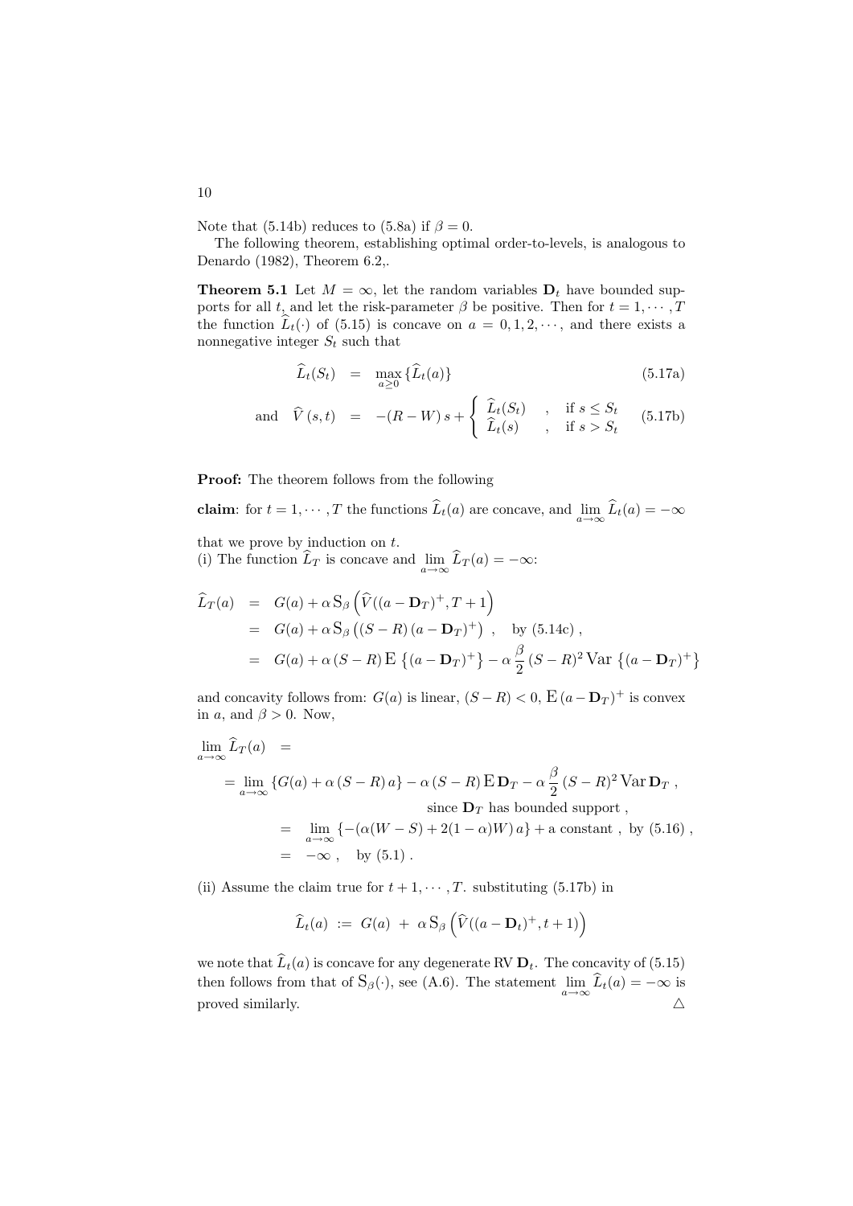Note that (5.14b) reduces to (5.8a) if $\beta = 0$.

The following theorem, establishing optimal order-to-levels, is analogous to Denardo (1982), Theorem 6.2,.

**Theorem 5.1** Let $M = \infty$, let the random variables $\mathbf{D}_t$ have bounded supports for all $t$, and let the risk-parameter $\beta$ be positive. Then for $t = 1, \cdots, T$ the function $\widehat{L}_t(\cdot)$ of (5.15) is concave on $a = 0, 1, 2, \cdots$, and there exists a nonnegative integer $S_t$ such that

$$\widehat{L}_t(S_t) = \max_{a \geq 0} \{\widehat{L}_t(a)\} \tag{5.17a}$$

$$\text{and} \quad \widehat{V}(s,t) = -(R-W)\,s + \begin{cases} \widehat{L}_t(S_t) & , \text{ if } s \leq S_t \\ \widehat{L}_t(s) & , \text{ if } s > S_t \end{cases} \tag{5.17b}$$

**Proof:** The theorem follows from the following

**claim**: for $t = 1, \cdots, T$ the functions $\widehat{L}_t(a)$ are concave, and $\lim_{a\to\infty} \widehat{L}_t(a) = -\infty$

that we prove by induction on $t$.
(i) The function $\widehat{L}_T$ is concave and $\lim_{a\to\infty} \widehat{L}_T(a) = -\infty$:

$$\begin{aligned}
\widehat{L}_T(a) &= G(a) + \alpha\, \mathrm{S}_\beta\left(\widehat{V}((a-\mathbf{D}_T)^+, T+1)\right) \\
&= G(a) + \alpha\, \mathrm{S}_\beta\left((S-R)\,(a-\mathbf{D}_T)^+\right) \ , \quad \text{by (5.14c)} \ , \\
&= G(a) + \alpha\,(S-R)\,\mathrm{E}\left\{(a-\mathbf{D}_T)^+\right\} - \alpha\,\frac{\beta}{2}\,(S-R)^2\,\mathrm{Var}\left\{(a-\mathbf{D}_T)^+\right\}
\end{aligned}$$

and concavity follows from: $G(a)$ is linear, $(S-R) < 0$, $\mathrm{E}\,(a-\mathbf{D}_T)^+$ is convex in $a$, and $\beta > 0$. Now,

$$\begin{aligned}
\lim_{a\to\infty} \widehat{L}_T(a) &= \\
&= \lim_{a\to\infty} \{G(a) + \alpha\,(S-R)\,a\} - \alpha\,(S-R)\,\mathrm{E}\,\mathbf{D}_T - \alpha\,\frac{\beta}{2}\,(S-R)^2\,\mathrm{Var}\,\mathbf{D}_T \ , \\
&\qquad\qquad \text{since } \mathbf{D}_T \text{ has bounded support} \ , \\
&= \lim_{a\to\infty} \{-(\alpha(W-S) + 2(1-\alpha)W)\,a\} + \text{a constant} \ , \text{ by (5.16)} \ , \\
&= -\infty \ , \quad \text{by (5.1)} \ .
\end{aligned}$$

(ii) Assume the claim true for $t+1, \cdots, T$. substituting (5.17b) in

$$\widehat{L}_t(a) := G(a) + \alpha\,\mathrm{S}_\beta\left(\widehat{V}((a-\mathbf{D}_t)^+, t+1)\right)$$

we note that $\widehat{L}_t(a)$ is concave for any degenerate RV $\mathbf{D}_t$. The concavity of (5.15) then follows from that of $\mathrm{S}_\beta(\cdot)$, see (A.6). The statement $\lim_{a\to\infty} \widehat{L}_t(a) = -\infty$ is proved similarly. △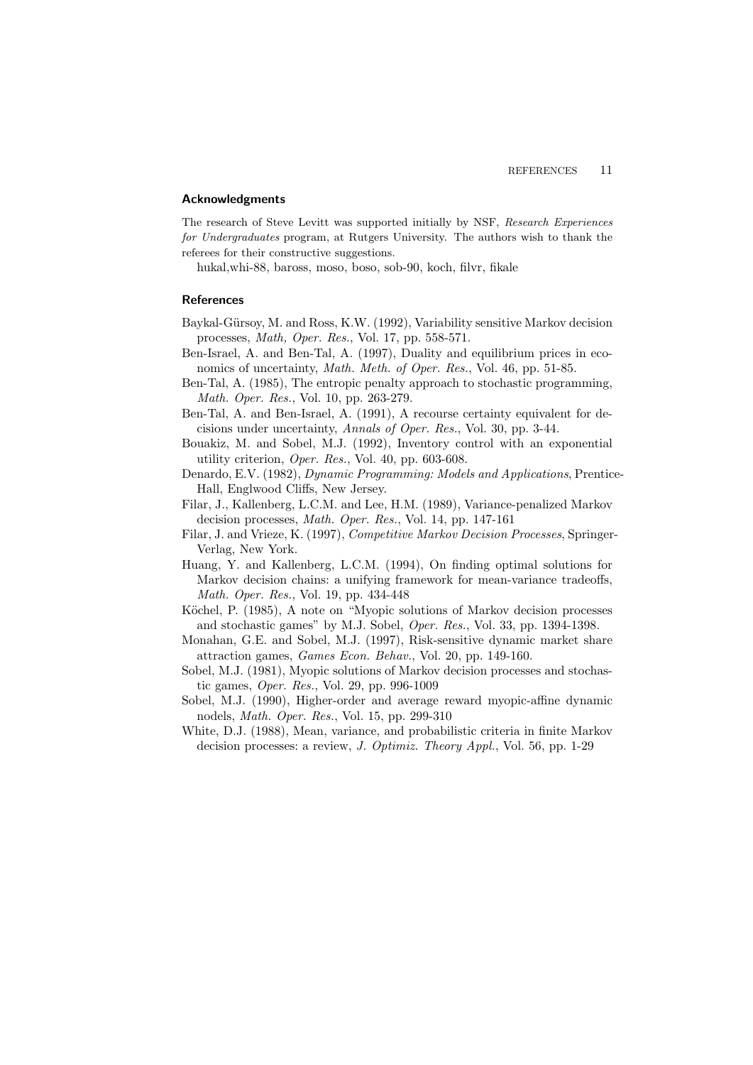## Acknowledgments

The research of Steve Levitt was supported initially by NSF, *Research Experiences for Undergraduates* program, at Rutgers University. The authors wish to thank the referees for their constructive suggestions.

hukal,whi-88, baross, moso, boso, sob-90, koch, filvr, fikale

## References

Baykal-Gürsoy, M. and Ross, K.W. (1992), Variability sensitive Markov decision processes, *Math, Oper. Res.*, Vol. 17, pp. 558-571.

Ben-Israel, A. and Ben-Tal, A. (1997), Duality and equilibrium prices in economics of uncertainty, *Math. Meth. of Oper. Res.*, Vol. 46, pp. 51-85.

Ben-Tal, A. (1985), The entropic penalty approach to stochastic programming, *Math. Oper. Res.*, Vol. 10, pp. 263-279.

Ben-Tal, A. and Ben-Israel, A. (1991), A recourse certainty equivalent for decisions under uncertainty, *Annals of Oper. Res.*, Vol. 30, pp. 3-44.

Bouakiz, M. and Sobel, M.J. (1992), Inventory control with an exponential utility criterion, *Oper. Res.*, Vol. 40, pp. 603-608.

Denardo, E.V. (1982), *Dynamic Programming: Models and Applications*, Prentice-Hall, Englwood Cliffs, New Jersey.

Filar, J., Kallenberg, L.C.M. and Lee, H.M. (1989), Variance-penalized Markov decision processes, *Math. Oper. Res.*, Vol. 14, pp. 147-161

Filar, J. and Vrieze, K. (1997), *Competitive Markov Decision Processes*, Springer-Verlag, New York.

Huang, Y. and Kallenberg, L.C.M. (1994), On finding optimal solutions for Markov decision chains: a unifying framework for mean-variance tradeoffs, *Math. Oper. Res.*, Vol. 19, pp. 434-448

Köchel, P. (1985), A note on "Myopic solutions of Markov decision processes and stochastic games" by M.J. Sobel, *Oper. Res.*, Vol. 33, pp. 1394-1398.

Monahan, G.E. and Sobel, M.J. (1997), Risk-sensitive dynamic market share attraction games, *Games Econ. Behav.*, Vol. 20, pp. 149-160.

Sobel, M.J. (1981), Myopic solutions of Markov decision processes and stochastic games, *Oper. Res.*, Vol. 29, pp. 996-1009

Sobel, M.J. (1990), Higher-order and average reward myopic-affine dynamic nodels, *Math. Oper. Res.*, Vol. 15, pp. 299-310

White, D.J. (1988), Mean, variance, and probabilistic criteria in finite Markov decision processes: a review, *J. Optimiz. Theory Appl.*, Vol. 56, pp. 1-29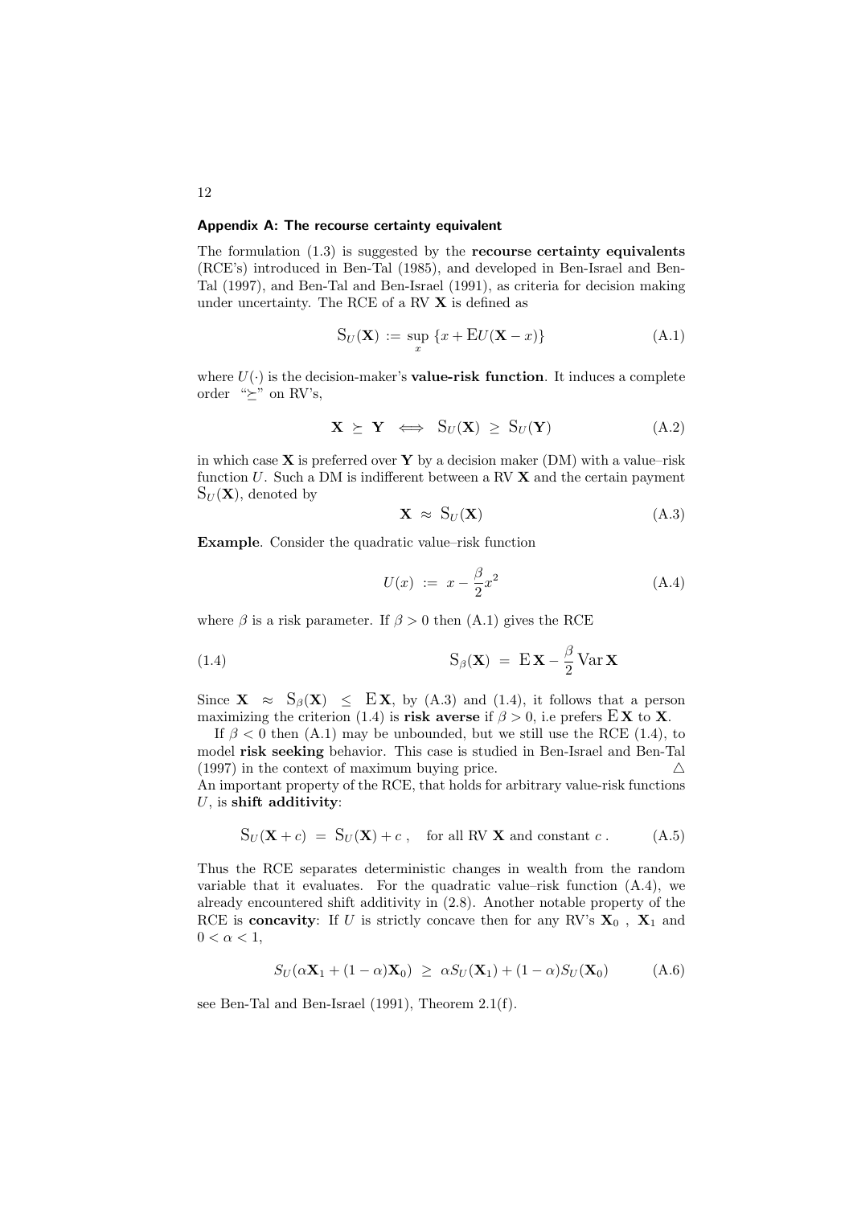## Appendix A: The recourse certainty equivalent

The formulation (1.3) is suggested by the **recourse certainty equivalents** (RCE's) introduced in Ben-Tal (1985), and developed in Ben-Israel and Ben-Tal (1997), and Ben-Tal and Ben-Israel (1991), as criteria for decision making under uncertainty. The RCE of a RV $\mathbf{X}$ is defined as

$$\mathrm{S}_U(\mathbf{X}) := \sup_x \{x + \mathrm{E}U(\mathbf{X} - x)\} \tag{A.1}$$

where $U(\cdot)$ is the decision-maker's **value-risk function**. It induces a complete order "$\succeq$" on RV's,

$$\mathbf{X} \succeq \mathbf{Y} \iff \mathrm{S}_U(\mathbf{X}) \geq \mathrm{S}_U(\mathbf{Y}) \tag{A.2}$$

in which case $\mathbf{X}$ is preferred over $\mathbf{Y}$ by a decision maker (DM) with a value–risk function $U$. Such a DM is indifferent between a RV $\mathbf{X}$ and the certain payment $\mathrm{S}_U(\mathbf{X})$, denoted by

$$\mathbf{X} \approx \mathrm{S}_U(\mathbf{X}) \tag{A.3}$$

**Example**. Consider the quadratic value–risk function

$$U(x) := x - \frac{\beta}{2}x^2 \tag{A.4}$$

where $\beta$ is a risk parameter. If $\beta > 0$ then (A.1) gives the RCE

$$\mathrm{S}_\beta(\mathbf{X}) = \mathrm{E}\,\mathbf{X} - \frac{\beta}{2}\,\mathrm{Var}\,\mathbf{X} \tag{1.4}$$

Since $\mathbf{X} \approx \mathrm{S}_\beta(\mathbf{X}) \leq \mathrm{E}\,\mathbf{X}$, by (A.3) and (1.4), it follows that a person maximizing the criterion (1.4) is **risk averse** if $\beta > 0$, i.e prefers $\mathrm{E}\,\mathbf{X}$ to $\mathbf{X}$.

If $\beta < 0$ then (A.1) may be unbounded, but we still use the RCE (1.4), to model **risk seeking** behavior. This case is studied in Ben-Israel and Ben-Tal (1997) in the context of maximum buying price. $\triangle$

An important property of the RCE, that holds for arbitrary value-risk functions $U$, is **shift additivity**:

$$\mathrm{S}_U(\mathbf{X} + c) = \mathrm{S}_U(\mathbf{X}) + c\,, \quad \text{for all RV } \mathbf{X} \text{ and constant } c\,. \tag{A.5}$$

Thus the RCE separates deterministic changes in wealth from the random variable that it evaluates. For the quadratic value–risk function (A.4), we already encountered shift additivity in (2.8). Another notable property of the RCE is **concavity**: If $U$ is strictly concave then for any RV's $\mathbf{X}_0$ , $\mathbf{X}_1$ and $0 < \alpha < 1$,

$$S_U(\alpha\mathbf{X}_1 + (1-\alpha)\mathbf{X}_0) \geq \alpha S_U(\mathbf{X}_1) + (1-\alpha)S_U(\mathbf{X}_0) \tag{A.6}$$

see Ben-Tal and Ben-Israel (1991), Theorem 2.1(f).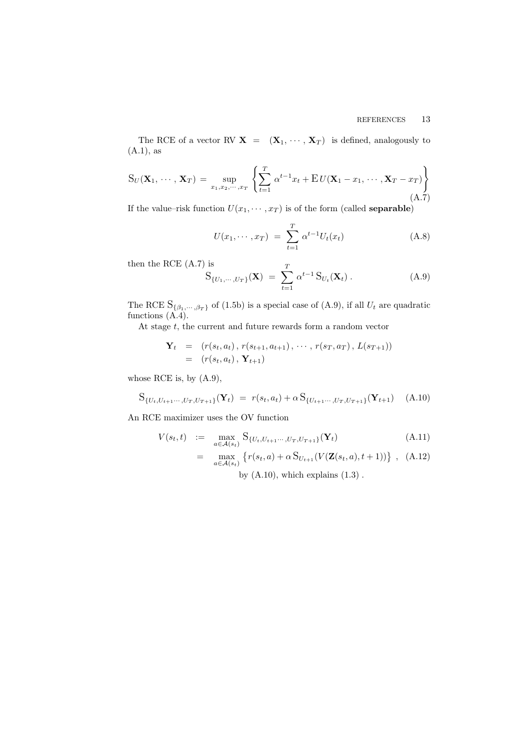The RCE of a vector RV $\mathbf{X} = (\mathbf{X}_1, \cdots, \mathbf{X}_T)$ is defined, analogously to (A.1), as

$$\mathrm{S}_U(\mathbf{X}_1, \cdots, \mathbf{X}_T) = \sup_{x_1, x_2, \cdots, x_T} \left\{ \sum_{t=1}^{T} \alpha^{t-1} x_t + \mathrm{E}\, U(\mathbf{X}_1 - x_1, \cdots, \mathbf{X}_T - x_T) \right\} \tag{A.7}$$

If the value–risk function $U(x_1, \cdots, x_T)$ is of the form (called **separable**)

$$U(x_1, \cdots, x_T) = \sum_{t=1}^{T} \alpha^{t-1} U_t(x_t) \tag{A.8}$$

then the RCE (A.7) is

$$\mathrm{S}_{\{U_1, \cdots, U_T\}}(\mathbf{X}) = \sum_{t=1}^{T} \alpha^{t-1}\, \mathrm{S}_{U_t}(\mathbf{X}_t)\,. \tag{A.9}$$

The RCE $\mathrm{S}_{\{\beta_1, \cdots, \beta_T\}}$ of (1.5b) is a special case of (A.9), if all $U_t$ are quadratic functions (A.4).

At stage $t$, the current and future rewards form a random vector

$$\begin{aligned} \mathbf{Y}_t &= (r(s_t, a_t)\,,\, r(s_{t+1}, a_{t+1})\,,\, \cdots\,,\, r(s_T, a_T)\,,\, L(s_{T+1})) \\ &= (r(s_t, a_t)\,,\, \mathbf{Y}_{t+1}) \end{aligned}$$

whose RCE is, by (A.9),

$$\mathrm{S}_{\{U_t, U_{t+1} \cdots, U_T, U_{T+1}\}}(\mathbf{Y}_t) = r(s_t, a_t) + \alpha\, \mathrm{S}_{\{U_{t+1} \cdots, U_T, U_{T+1}\}}(\mathbf{Y}_{t+1}) \tag{A.10}$$

An RCE maximizer uses the OV function

$$\begin{aligned} V(s_t, t) &:= \max_{a \in \mathcal{A}(s_t)} \mathrm{S}_{\{U_t, U_{t+1} \cdots, U_T, U_{T+1}\}}(\mathbf{Y}_t) && \text{(A.11)} \\ &= \max_{a \in \mathcal{A}(s_t)} \left\{ r(s_t, a) + \alpha\, \mathrm{S}_{U_{t+1}}(V(\mathbf{Z}(s_t, a), t+1)) \right\}\,, && \text{(A.12)} \end{aligned}$$

by (A.10), which explains (1.3) .